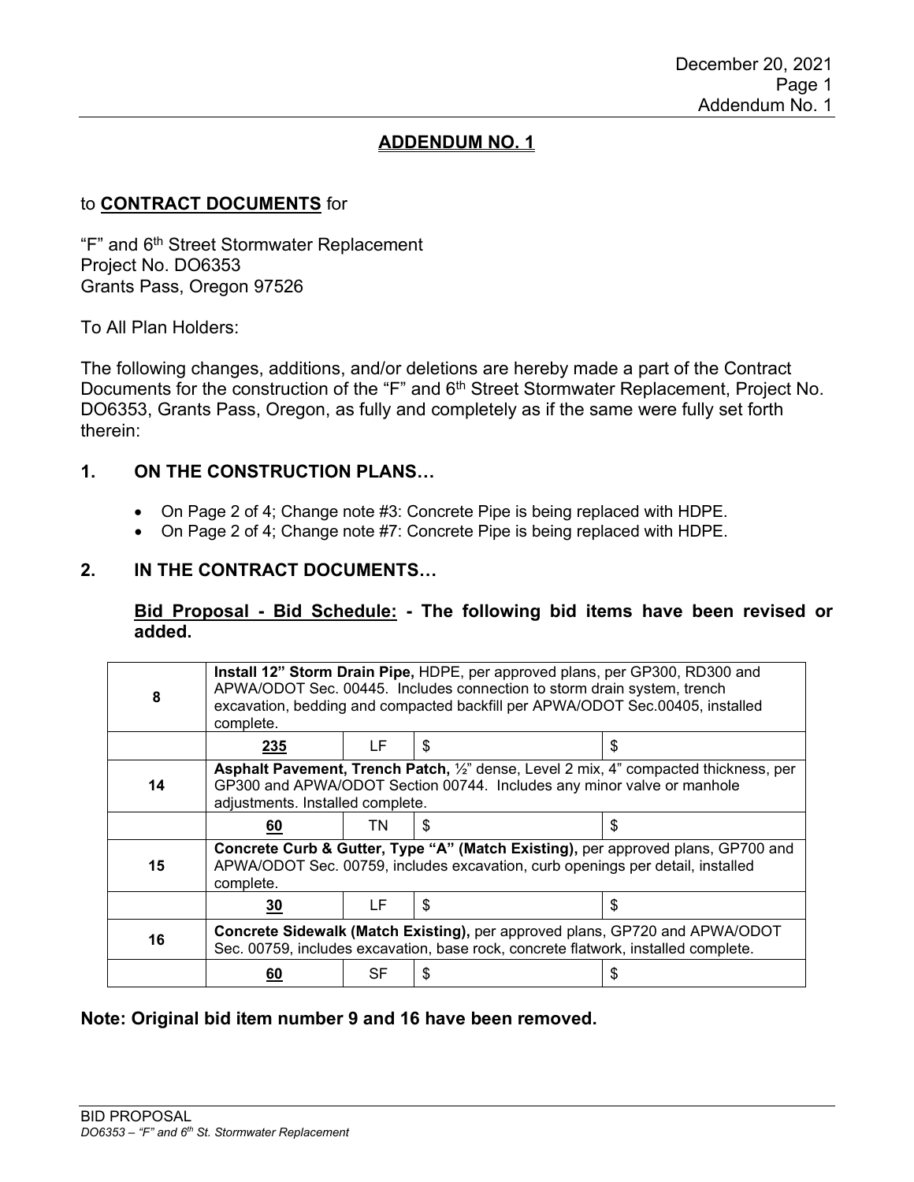December 20, 2021
Addendum No. 1

## ADDENDUM NO. 1

to **CONTRACT DOCUMENTS** for

"F" and 6th Street Stormwater Replacement
Project No. DO6353
Grants Pass, Oregon 97526

To All Plan Holders:

The following changes, additions, and/or deletions are hereby made a part of the Contract Documents for the construction of the "F" and 6th Street Stormwater Replacement, Project No. DO6353, Grants Pass, Oregon, as fully and completely as if the same were fully set forth therein:

### 1. ON THE CONSTRUCTION PLANS…

- On Page 2 of 4; Change note #3: Concrete Pipe is being replaced with HDPE.
- On Page 2 of 4; Change note #7: Concrete Pipe is being replaced with HDPE.

### 2. IN THE CONTRACT DOCUMENTS…

**Bid Proposal - Bid Schedule: - The following bid items have been revised or added.**

| Item | Description | | | |
|---|---|---|---|---|
| 8 | **Install 12" Storm Drain Pipe,** HDPE, per approved plans, per GP300, RD300 and APWA/ODOT Sec. 00445. Includes connection to storm drain system, trench excavation, bedding and compacted backfill per APWA/ODOT Sec.00405, installed complete. | | | |
| | **235** | LF | $ | $ |
| 14 | **Asphalt Pavement, Trench Patch,** ½" dense, Level 2 mix, 4" compacted thickness, per GP300 and APWA/ODOT Section 00744. Includes any minor valve or manhole adjustments. Installed complete. | | | |
| | **60** | TN | $ | $ |
| 15 | **Concrete Curb & Gutter, Type "A" (Match Existing),** per approved plans, GP700 and APWA/ODOT Sec. 00759, includes excavation, curb openings per detail, installed complete. | | | |
| | **30** | LF | $ | $ |
| 16 | **Concrete Sidewalk (Match Existing),** per approved plans, GP720 and APWA/ODOT Sec. 00759, includes excavation, base rock, concrete flatwork, installed complete. | | | |
| | **60** | SF | $ | $ |

**Note: Original bid item number 9 and 16 have been removed.**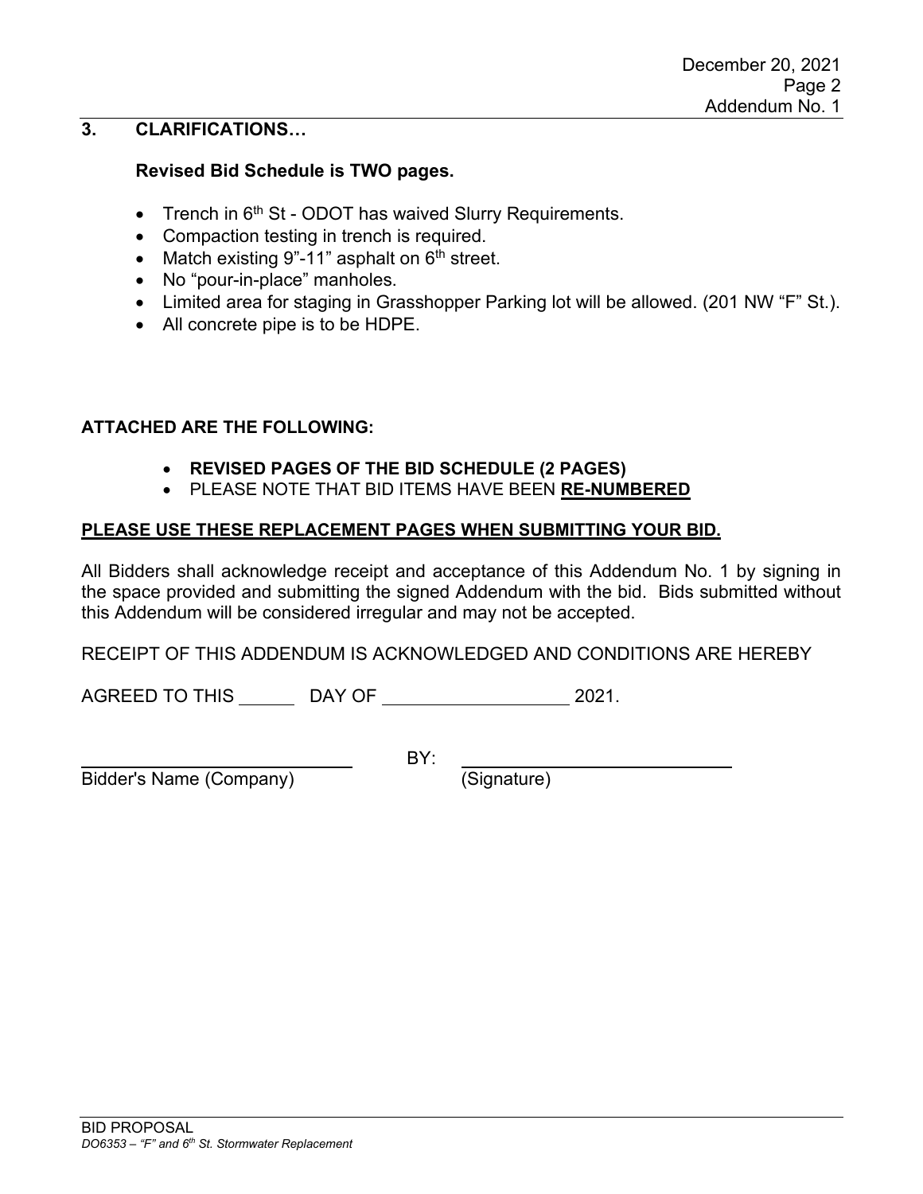## 3. CLARIFICATIONS…

**Revised Bid Schedule is TWO pages.**

- Trench in 6th St - ODOT has waived Slurry Requirements.
- Compaction testing in trench is required.
- Match existing 9"-11" asphalt on 6th street.
- No "pour-in-place" manholes.
- Limited area for staging in Grasshopper Parking lot will be allowed. (201 NW "F" St.).
- All concrete pipe is to be HDPE.

**ATTACHED ARE THE FOLLOWING:**

- **REVISED PAGES OF THE BID SCHEDULE (2 PAGES)**
- PLEASE NOTE THAT BID ITEMS HAVE BEEN **RE-NUMBERED**

**PLEASE USE THESE REPLACEMENT PAGES WHEN SUBMITTING YOUR BID.**

All Bidders shall acknowledge receipt and acceptance of this Addendum No. 1 by signing in the space provided and submitting the signed Addendum with the bid. Bids submitted without this Addendum will be considered irregular and may not be accepted.

RECEIPT OF THIS ADDENDUM IS ACKNOWLEDGED AND CONDITIONS ARE HEREBY

AGREED TO THIS ______ DAY OF ____________________ 2021.

____________________________ BY: ____________________________

Bidder's Name (Company) (Signature)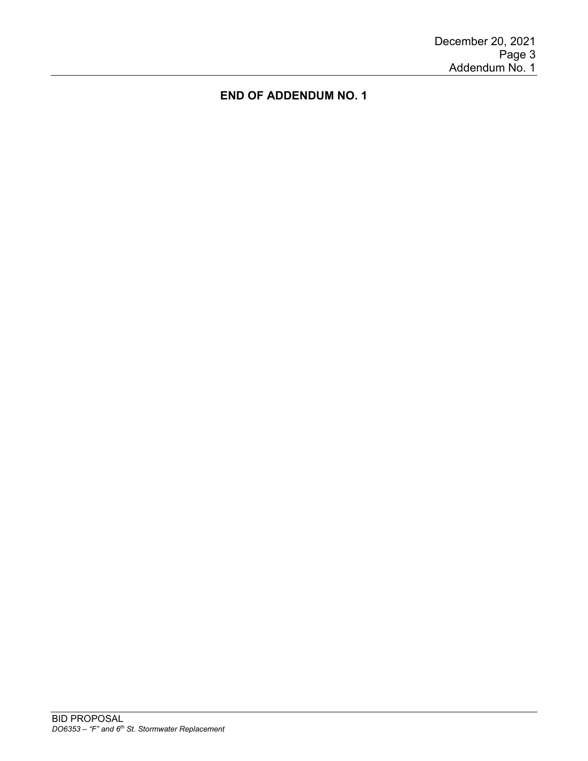**END OF ADDENDUM NO. 1**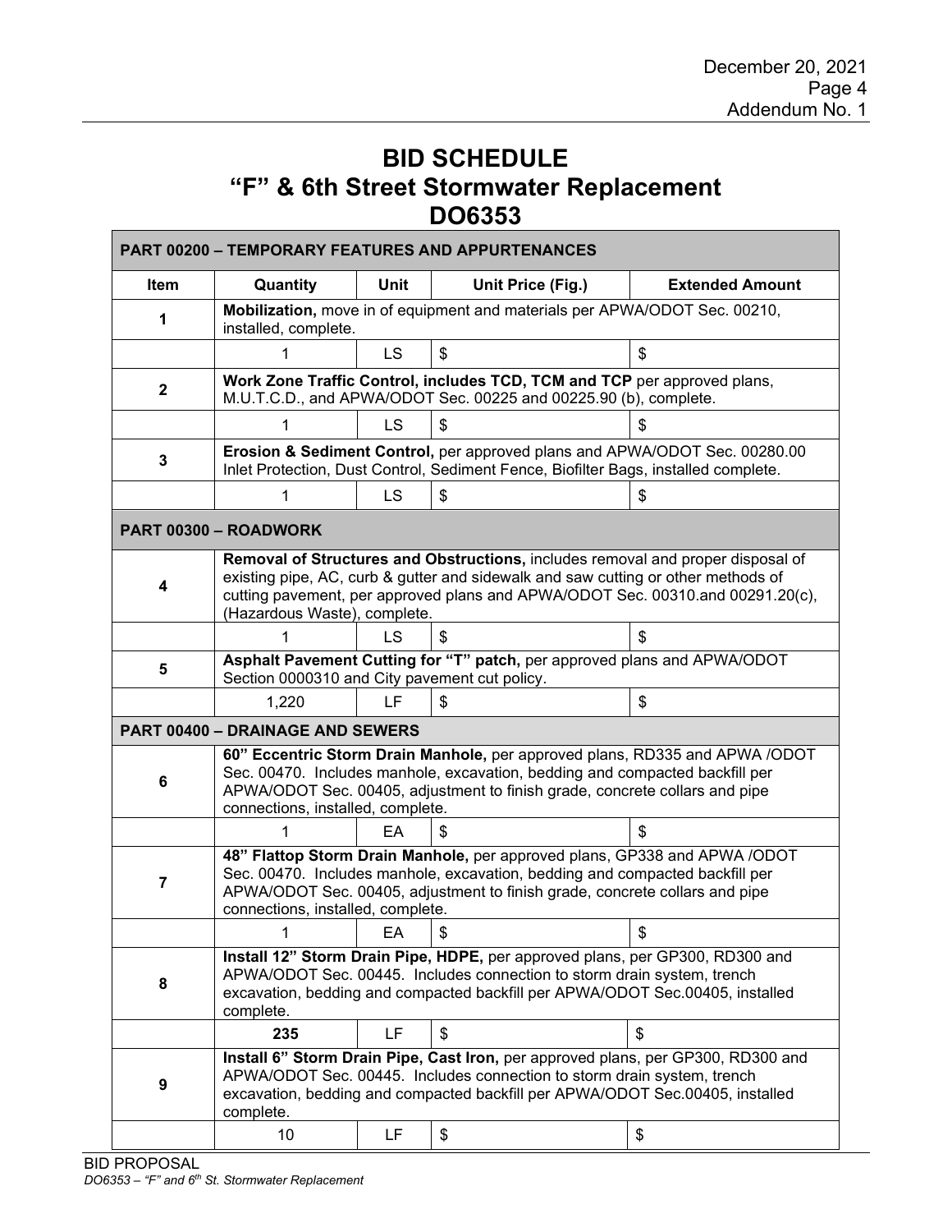# BID SCHEDULE
## "F" & 6th Street Stormwater Replacement
## DO6353

| Item | Quantity | Unit | Unit Price (Fig.) | Extended Amount |
|---|---|---|---|---|
| **PART 00200 – TEMPORARY FEATURES AND APPURTENANCES** | | | | |
| **1** | **Mobilization,** move in of equipment and materials per APWA/ODOT Sec. 00210, installed, complete. | | | |
| | 1 | LS | $ | $ |
| **2** | **Work Zone Traffic Control, includes TCD, TCM and TCP** per approved plans, M.U.T.C.D., and APWA/ODOT Sec. 00225 and 00225.90 (b), complete. | | | |
| | 1 | LS | $ | $ |
| **3** | **Erosion & Sediment Control,** per approved plans and APWA/ODOT Sec. 00280.00 Inlet Protection, Dust Control, Sediment Fence, Biofilter Bags, installed complete. | | | |
| | 1 | LS | $ | $ |
| **PART 00300 – ROADWORK** | | | | |
| **4** | **Removal of Structures and Obstructions,** includes removal and proper disposal of existing pipe, AC, curb & gutter and sidewalk and saw cutting or other methods of cutting pavement, per approved plans and APWA/ODOT Sec. 00310.and 00291.20(c), (Hazardous Waste), complete. | | | |
| | 1 | LS | $ | $ |
| **5** | **Asphalt Pavement Cutting for "T" patch,** per approved plans and APWA/ODOT Section 0000310 and City pavement cut policy. | | | |
| | 1,220 | LF | $ | $ |
| **PART 00400 – DRAINAGE AND SEWERS** | | | | |
| **6** | **60" Eccentric Storm Drain Manhole,** per approved plans, RD335 and APWA /ODOT Sec. 00470. Includes manhole, excavation, bedding and compacted backfill per APWA/ODOT Sec. 00405, adjustment to finish grade, concrete collars and pipe connections, installed, complete. | | | |
| | 1 | EA | $ | $ |
| **7** | **48" Flattop Storm Drain Manhole,** per approved plans, GP338 and APWA /ODOT Sec. 00470. Includes manhole, excavation, bedding and compacted backfill per APWA/ODOT Sec. 00405, adjustment to finish grade, concrete collars and pipe connections, installed, complete. | | | |
| | 1 | EA | $ | $ |
| **8** | **Install 12" Storm Drain Pipe, HDPE,** per approved plans, per GP300, RD300 and APWA/ODOT Sec. 00445. Includes connection to storm drain system, trench excavation, bedding and compacted backfill per APWA/ODOT Sec.00405, installed complete. | | | |
| | **235** | LF | $ | $ |
| **9** | **Install 6" Storm Drain Pipe, Cast Iron,** per approved plans, per GP300, RD300 and APWA/ODOT Sec. 00445. Includes connection to storm drain system, trench excavation, bedding and compacted backfill per APWA/ODOT Sec.00405, installed complete. | | | |
| | 10 | LF | $ | $ |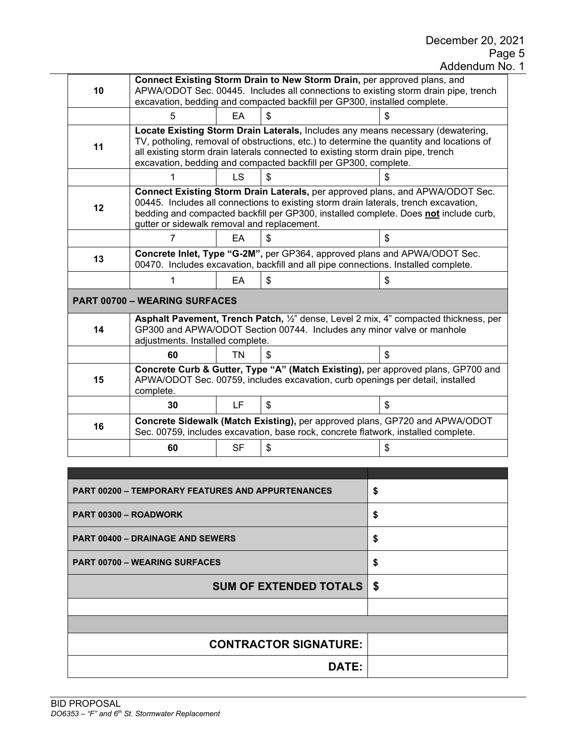| | | | | |
|---|---|---|---|---|
| **10** | **Connect Existing Storm Drain to New Storm Drain,** per approved plans, and APWA/ODOT Sec. 00445. Includes all connections to existing storm drain pipe, trench excavation, bedding and compacted backfill per GP300, installed complete. | | | |
| | 5 | EA | $ | $ |
| **11** | **Locate Existing Storm Drain Laterals,** Includes any means necessary (dewatering, TV, potholing, removal of obstructions, etc.) to determine the quantity and locations of all existing storm drain laterals connected to existing storm drain pipe, trench excavation, bedding and compacted backfill per GP300, complete. | | | |
| | 1 | LS | $ | $ |
| **12** | **Connect Existing Storm Drain Laterals,** per approved plans, and APWA/ODOT Sec. 00445. Includes all connections to existing storm drain laterals, trench excavation, bedding and compacted backfill per GP300, installed complete. Does **not** include curb, gutter or sidewalk removal and replacement. | | | |
| | 7 | EA | $ | $ |
| **13** | **Concrete Inlet, Type "G-2M",** per GP364, approved plans and APWA/ODOT Sec. 00470. Includes excavation, backfill and all pipe connections. Installed complete. | | | |
| | 1 | EA | $ | $ |
| **PART 00700 – WEARING SURFACES** | | | | |
| **14** | **Asphalt Pavement, Trench Patch,** ½" dense, Level 2 mix, 4" compacted thickness, per GP300 and APWA/ODOT Section 00744. Includes any minor valve or manhole adjustments. Installed complete. | | | |
| | **60** | TN | $ | $ |
| **15** | **Concrete Curb & Gutter, Type "A" (Match Existing),** per approved plans, GP700 and APWA/ODOT Sec. 00759, includes excavation, curb openings per detail, installed complete. | | | |
| | **30** | LF | $ | $ |
| **16** | **Concrete Sidewalk (Match Existing),** per approved plans, GP720 and APWA/ODOT Sec. 00759, includes excavation, base rock, concrete flatwork, installed complete. | | | |
| | **60** | SF | $ | $ |

| | |
|---|---|
| **PART 00200 – TEMPORARY FEATURES AND APPURTENANCES** | **$** |
| **PART 00300 – ROADWORK** | **$** |
| **PART 00400 – DRAINAGE AND SEWERS** | **$** |
| **PART 00700 – WEARING SURFACES** | **$** |
| **SUM OF EXTENDED TOTALS** | **$** |
| | |
| | |
| **CONTRACTOR SIGNATURE:** | |
| **DATE:** | |